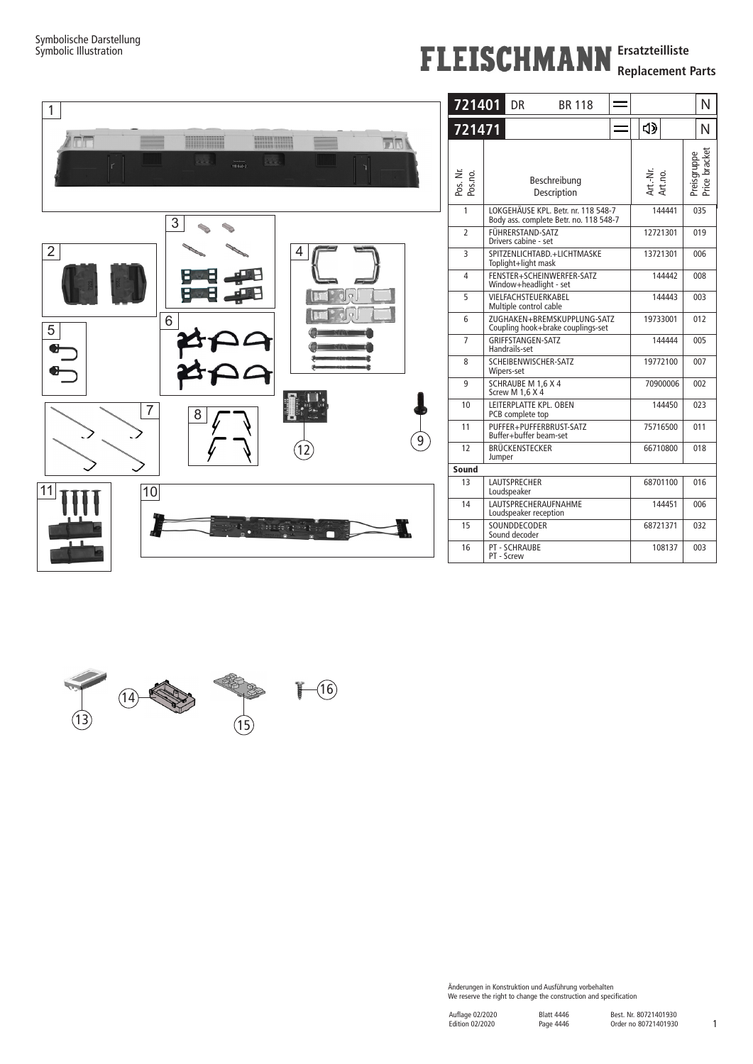Symbolische Darstellung
Symbolic Illustration

# FLEISCHMANN Ersatzteilliste
## Replacement Parts

1
2
3
4
5
6
7
8
9
10
11
12
13
14
15
16

| 721401 | DR BR 118 | | N |
|---|---|---|---|
| 721471 | | | N |
| Pos. Nr. Pos.no. | Beschreibung Description | Art.-Nr. Art.no. | Preisgruppe Price bracket |
| 1 | LOKGEHÄUSE KPL. Betr. nr. 118 548-7 Body ass. complete Betr. no. 118 548-7 | 144441 | 035 |
| 2 | FÜHRERSTAND-SATZ Drivers cabine - set | 12721301 | 019 |
| 3 | SPITZENLICHTABD.+LICHTMASKE Toplight+light mask | 13721301 | 006 |
| 4 | FENSTER+SCHEINWERFER-SATZ Window+headlight - set | 144442 | 008 |
| 5 | VIELFACHSTEUERKABEL Multiple control cable | 144443 | 003 |
| 6 | ZUGHAKEN+BREMSKUPPLUNG-SATZ Coupling hook+brake couplings-set | 19733001 | 012 |
| 7 | GRIFFSTANGEN-SATZ Handrails-set | 144444 | 005 |
| 8 | SCHEIBENWISCHER-SATZ Wipers-set | 19772100 | 007 |
| 9 | SCHRAUBE M 1,6 X 4 Screw M 1,6 X 4 | 70900006 | 002 |
| 10 | LEITERPLATTE KPL. OBEN PCB complete top | 144450 | 023 |
| 11 | PUFFER+PUFFERBRUST-SATZ Buffer+buffer beam-set | 75716500 | 011 |
| 12 | BRÜCKENSTECKER Jumper | 66710800 | 018 |
| **Sound** | | | |
| 13 | LAUTSPRECHER Loudspeaker | 68701100 | 016 |
| 14 | LAUTSPRECHERAUFNAHME Loudspeaker reception | 144451 | 006 |
| 15 | SOUNDDECODER Sound decoder | 68721371 | 032 |
| 16 | PT - SCHRAUBE PT - Screw | 108137 | 003 |

Änderungen in Konstruktion und Ausführung vorbehalten
We reserve the right to change the construction and specification

Auflage 02/2020
Edition 02/2020

Blatt 4446
Page 4446

Best. Nr. 80721401930
Order no 80721401930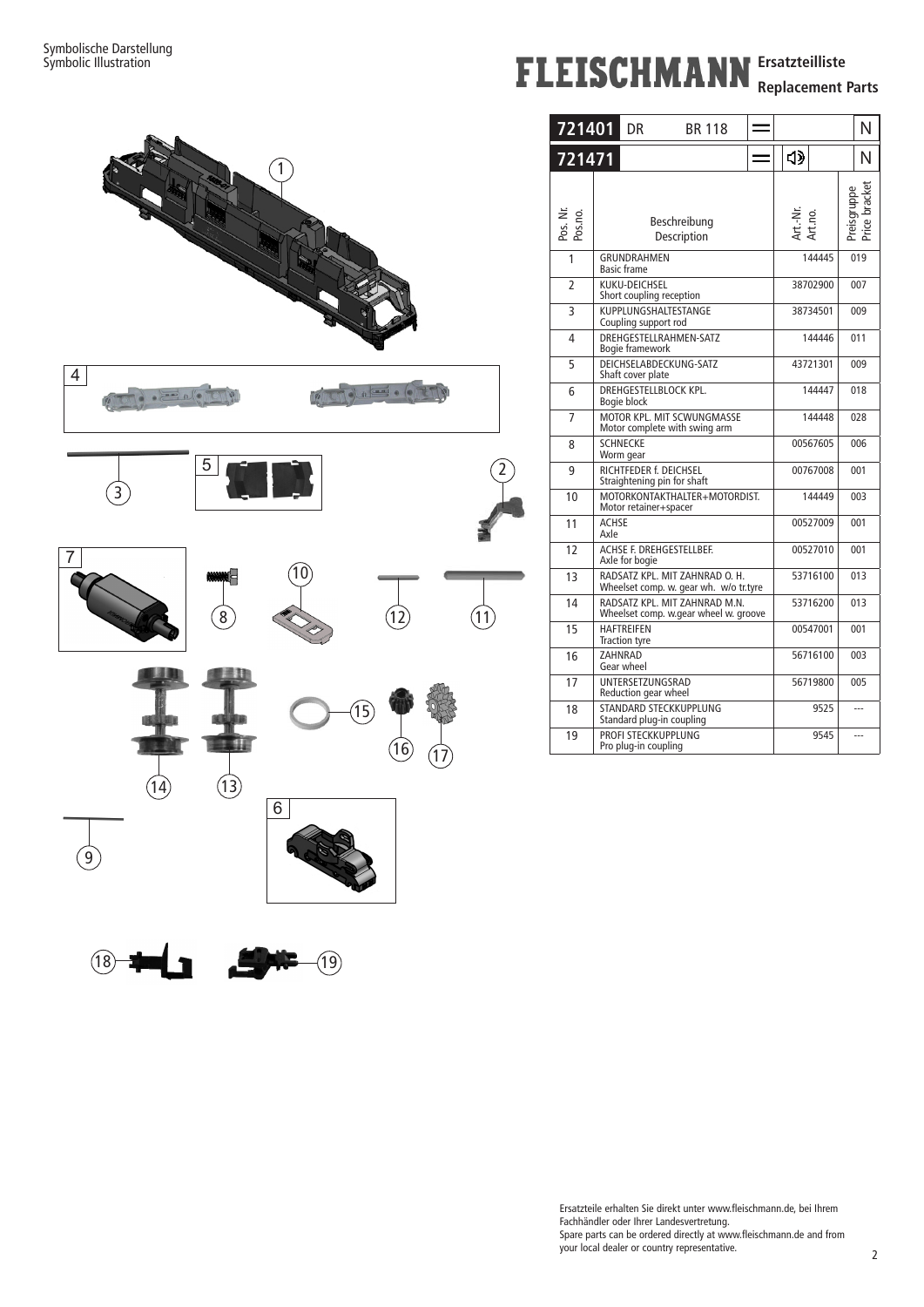Symbolische Darstellung
Symbolic Illustration

# FLEISCHMANN Ersatzteilliste Replacement Parts

| 721401 | DR | BR 118 | | N |
|---|---|---|---|---|
| 721471 | | | | N |

| Pos. Nr. Pos.no. | Beschreibung Description | Art.-Nr. Art.no. | Preisgruppe Price bracket |
|---|---|---|---|
| 1 | GRUNDRAHMEN Basic frame | 144445 | 019 |
| 2 | KUKU-DEICHSEL Short coupling reception | 38702900 | 007 |
| 3 | KUPPLUNGSHALTESTANGE Coupling support rod | 38734501 | 009 |
| 4 | DREHGESTELLRAHMEN-SATZ Bogie framework | 144446 | 011 |
| 5 | DEICHSELABDECKUNG-SATZ Shaft cover plate | 43721301 | 009 |
| 6 | DREHGESTELLBLOCK KPL. Bogie block | 144447 | 018 |
| 7 | MOTOR KPL. MIT SCWUNGMASSE Motor complete with swing arm | 144448 | 028 |
| 8 | SCHNECKE Worm gear | 00567605 | 006 |
| 9 | RICHTFEDER f. DEICHSEL Straightening pin for shaft | 00767008 | 001 |
| 10 | MOTORKONTAKTHALTER+MOTORDIST. Motor retainer+spacer | 144449 | 003 |
| 11 | ACHSE Axle | 00527009 | 001 |
| 12 | ACHSE F. DREHGESTELLBEF. Axle for bogie | 00527010 | 001 |
| 13 | RADSATZ KPL. MIT ZAHNRAD O. H. Wheelset comp. w. gear wh. w/o tr.tyre | 53716100 | 013 |
| 14 | RADSATZ KPL. MIT ZAHNRAD M.N. Wheelset comp. w.gear wheel w. groove | 53716200 | 013 |
| 15 | HAFTREIFEN Traction tyre | 00547001 | 001 |
| 16 | ZAHNRAD Gear wheel | 56716100 | 003 |
| 17 | UNTERSETZUNGSRAD Reduction gear wheel | 56719800 | 005 |
| 18 | STANDARD STECKKUPPLUNG Standard plug-in coupling | 9525 | --- |
| 19 | PROFI STECKKUPPLUNG Pro plug-in coupling | 9545 | --- |

Ersatzteile erhalten Sie direkt unter www.fleischmann.de, bei Ihrem Fachhändler oder Ihrer Landesvertretung.
Spare parts can be ordered directly at www.fleischmann.de and from your local dealer or country representative.